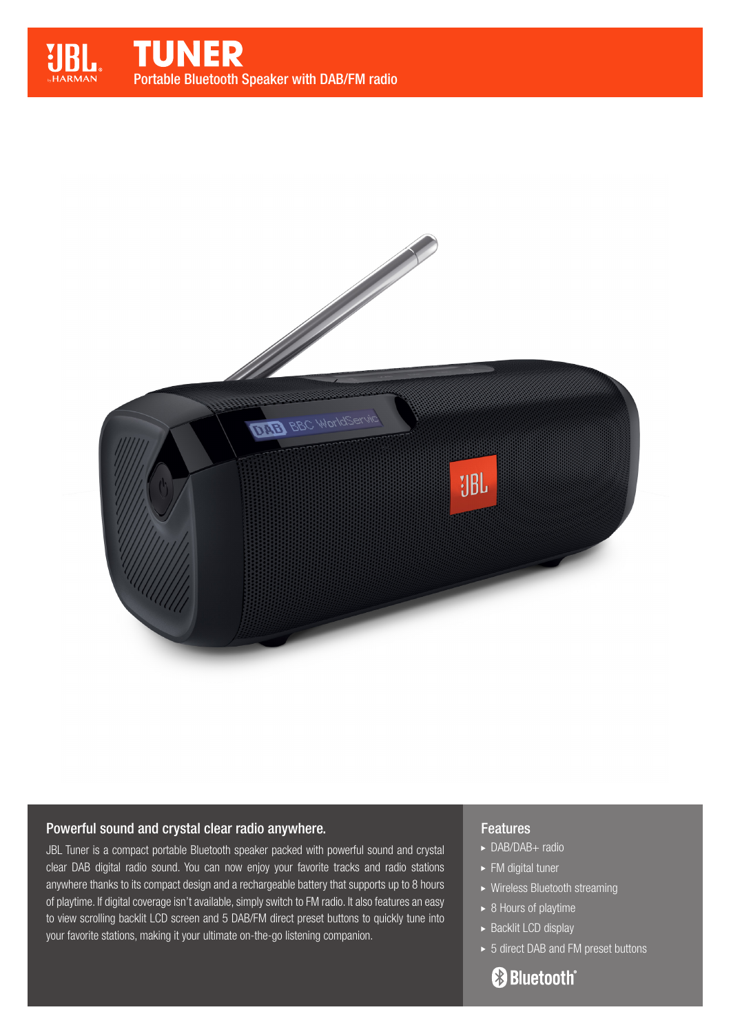# TUNER

Portable Bluetooth Speaker with DAB/FM radio

## Powerful sound and crystal clear radio anywhere.

JBL Tuner is a compact portable Bluetooth speaker packed with powerful sound and crystal clear DAB digital radio sound. You can now enjoy your favorite tracks and radio stations anywhere thanks to its compact design and a rechargeable battery that supports up to 8 hours of playtime. If digital coverage isn't available, simply switch to FM radio. It also features an easy to view scrolling backlit LCD screen and 5 DAB/FM direct preset buttons to quickly tune into your favorite stations, making it your ultimate on-the-go listening companion.

## Features

- DAB/DAB+ radio
- FM digital tuner
- Wireless Bluetooth streaming
- 8 Hours of playtime
- Backlit LCD display
- 5 direct DAB and FM preset buttons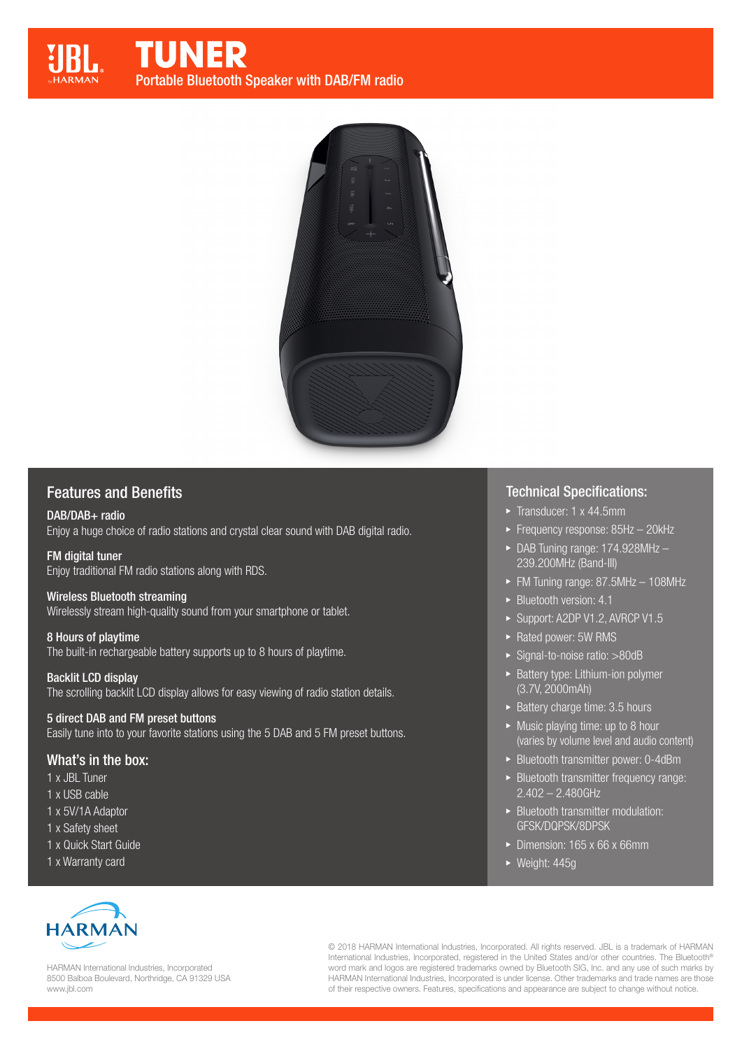# TUNER

Portable Bluetooth Speaker with DAB/FM radio

## Features and Benefits

**DAB/DAB+ radio**
Enjoy a huge choice of radio stations and crystal clear sound with DAB digital radio.

**FM digital tuner**
Enjoy traditional FM radio stations along with RDS.

**Wireless Bluetooth streaming**
Wirelessly stream high-quality sound from your smartphone or tablet.

**8 Hours of playtime**
The built-in rechargeable battery supports up to 8 hours of playtime.

**Backlit LCD display**
The scrolling backlit LCD display allows for easy viewing of radio station details.

**5 direct DAB and FM preset buttons**
Easily tune into to your favorite stations using the 5 DAB and 5 FM preset buttons.

## What's in the box:

1 x JBL Tuner
1 x USB cable
1 x 5V/1A Adaptor
1 x Safety sheet
1 x Quick Start Guide
1 x Warranty card

## Technical Specifications:

- Transducer: 1 x 44.5mm
- Frequency response: 85Hz – 20kHz
- DAB Tuning range: 174.928MHz – 239.200MHz (Band-III)
- FM Tuning range: 87.5MHz – 108MHz
- Bluetooth version: 4.1
- Support: A2DP V1.2, AVRCP V1.5
- Rated power: 5W RMS
- Signal-to-noise ratio: >80dB
- Battery type: Lithium-ion polymer (3.7V, 2000mAh)
- Battery charge time: 3.5 hours
- Music playing time: up to 8 hour (varies by volume level and audio content)
- Bluetooth transmitter power: 0-4dBm
- Bluetooth transmitter frequency range: 2.402 – 2.480GHz
- Bluetooth transmitter modulation: GFSK/DQPSK/8DPSK
- Dimension: 165 x 66 x 66mm
- Weight: 445g

HARMAN International Industries, Incorporated
8500 Balboa Boulevard, Northridge, CA 91329 USA
www.jbl.com

© 2018 HARMAN International Industries, Incorporated. All rights reserved. JBL is a trademark of HARMAN International Industries, Incorporated, registered in the United States and/or other countries. The Bluetooth® word mark and logos are registered trademarks owned by Bluetooth SIG, Inc. and any use of such marks by HARMAN International Industries, Incorporated is under license. Other trademarks and trade names are those of their respective owners. Features, specifications and appearance are subject to change without notice.